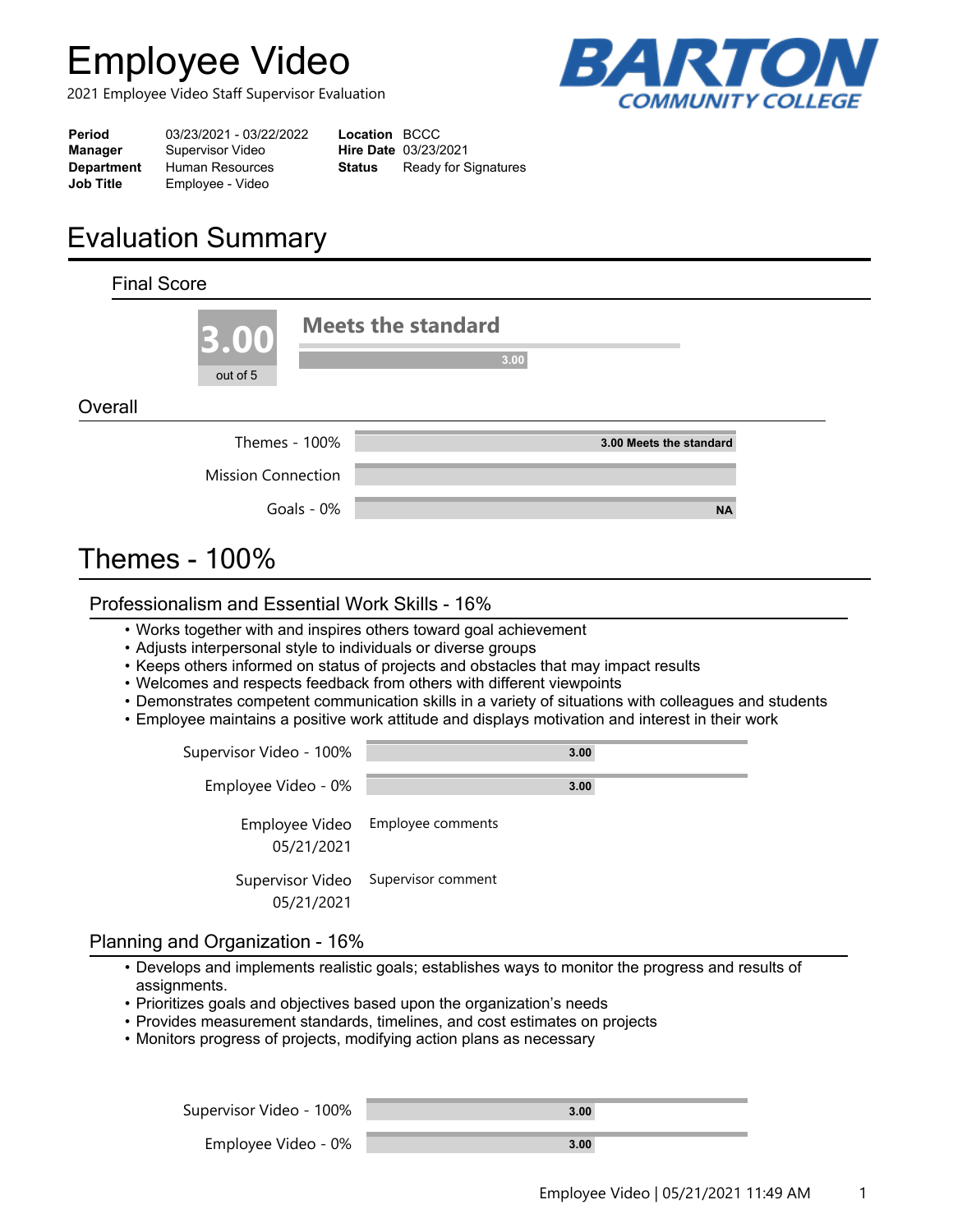# Employee Video

2021 Employee Video Staff Supervisor Evaluation

BARTON COMMUNITY COLLEGE

| | | | |
|---|---|---|---|
| **Period** | 03/23/2021 - 03/22/2022 | **Location** | BCCC |
| **Manager** | Supervisor Video | **Hire Date** | 03/23/2021 |
| **Department** | Human Resources | **Status** | Ready for Signatures |
| **Job Title** | Employee - Video | | |

# Evaluation Summary

### Final Score

**3.00** out of 5

**Meets the standard**

3.00

### Overall

| | |
|---|---|
| Themes - 100% | 3.00 Meets the standard |
| Mission Connection | |
| Goals - 0% | NA |

# Themes - 100%

## Professionalism and Essential Work Skills - 16%

- Works together with and inspires others toward goal achievement
- Adjusts interpersonal style to individuals or diverse groups
- Keeps others informed on status of projects and obstacles that may impact results
- Welcomes and respects feedback from others with different viewpoints
- Demonstrates competent communication skills in a variety of situations with colleagues and students
- Employee maintains a positive work attitude and displays motivation and interest in their work

| | |
|---|---|
| Supervisor Video - 100% | 3.00 |
| Employee Video - 0% | 3.00 |

Employee Video 05/21/2021 — Employee comments

Supervisor Video 05/21/2021 — Supervisor comment

## Planning and Organization - 16%

- Develops and implements realistic goals; establishes ways to monitor the progress and results of assignments.
- Prioritizes goals and objectives based upon the organization's needs
- Provides measurement standards, timelines, and cost estimates on projects
- Monitors progress of projects, modifying action plans as necessary

| | |
|---|---|
| Supervisor Video - 100% | 3.00 |
| Employee Video - 0% | 3.00 |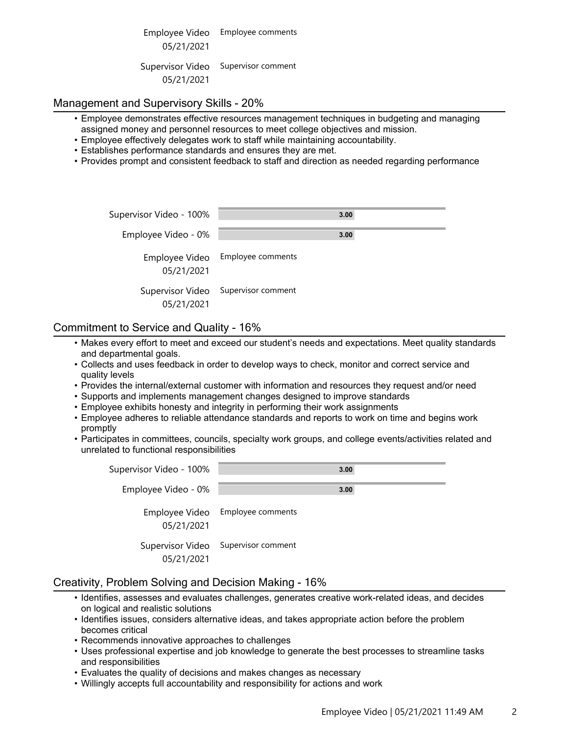| | |
|---|---|
| Employee Video 05/21/2021 | Employee comments |
| Supervisor Video 05/21/2021 | Supervisor comment |

## Management and Supervisory Skills - 20%

- Employee demonstrates effective resources management techniques in budgeting and managing assigned money and personnel resources to meet college objectives and mission.
- Employee effectively delegates work to staff while maintaining accountability.
- Establishes performance standards and ensures they are met.
- Provides prompt and consistent feedback to staff and direction as needed regarding performance

| | |
|---|---|
| Supervisor Video - 100% | 3.00 |
| Employee Video - 0% | 3.00 |
| Employee Video 05/21/2021 | Employee comments |
| Supervisor Video 05/21/2021 | Supervisor comment |

## Commitment to Service and Quality - 16%

- Makes every effort to meet and exceed our student's needs and expectations. Meet quality standards and departmental goals.
- Collects and uses feedback in order to develop ways to check, monitor and correct service and quality levels
- Provides the internal/external customer with information and resources they request and/or need
- Supports and implements management changes designed to improve standards
- Employee exhibits honesty and integrity in performing their work assignments
- Employee adheres to reliable attendance standards and reports to work on time and begins work promptly
- Participates in committees, councils, specialty work groups, and college events/activities related and unrelated to functional responsibilities

| | |
|---|---|
| Supervisor Video - 100% | 3.00 |
| Employee Video - 0% | 3.00 |
| Employee Video 05/21/2021 | Employee comments |
| Supervisor Video 05/21/2021 | Supervisor comment |

## Creativity, Problem Solving and Decision Making - 16%

- Identifies, assesses and evaluates challenges, generates creative work-related ideas, and decides on logical and realistic solutions
- Identifies issues, considers alternative ideas, and takes appropriate action before the problem becomes critical
- Recommends innovative approaches to challenges
- Uses professional expertise and job knowledge to generate the best processes to streamline tasks and responsibilities
- Evaluates the quality of decisions and makes changes as necessary
- Willingly accepts full accountability and responsibility for actions and work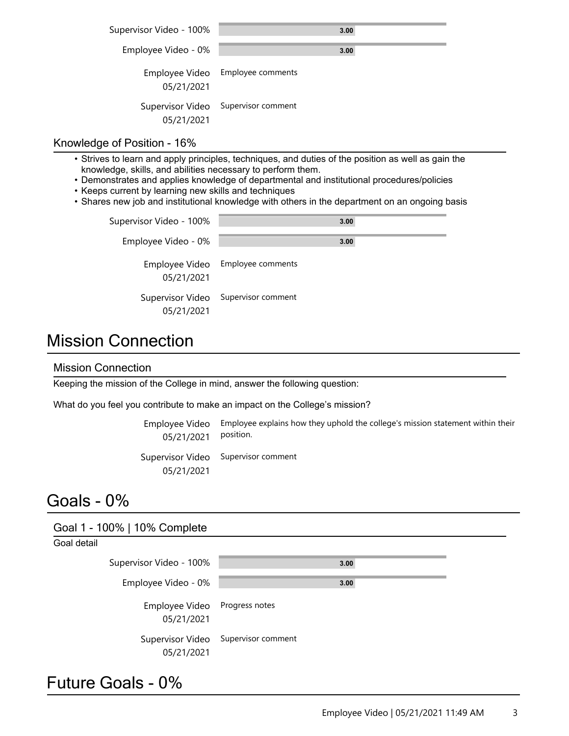Supervisor Video - 100% 3.00

Employee Video - 0% 3.00

Employee Video 05/21/2021 Employee comments

Supervisor Video 05/21/2021 Supervisor comment

### Knowledge of Position - 16%

- Strives to learn and apply principles, techniques, and duties of the position as well as gain the knowledge, skills, and abilities necessary to perform them.
- Demonstrates and applies knowledge of departmental and institutional procedures/policies
- Keeps current by learning new skills and techniques
- Shares new job and institutional knowledge with others in the department on an ongoing basis

Supervisor Video - 100% 3.00

Employee Video - 0% 3.00

Employee Video 05/21/2021 Employee comments

Supervisor Video 05/21/2021 Supervisor comment

# Mission Connection

### Mission Connection

Keeping the mission of the College in mind, answer the following question:

What do you feel you contribute to make an impact on the College's mission?

Employee Video 05/21/2021 Employee explains how they uphold the college's mission statement within their position.

Supervisor Video 05/21/2021 Supervisor comment

# Goals - 0%

### Goal 1 - 100% | 10% Complete

Goal detail

Supervisor Video - 100% 3.00

Employee Video - 0% 3.00

Employee Video 05/21/2021 Progress notes

Supervisor Video 05/21/2021 Supervisor comment

# Future Goals - 0%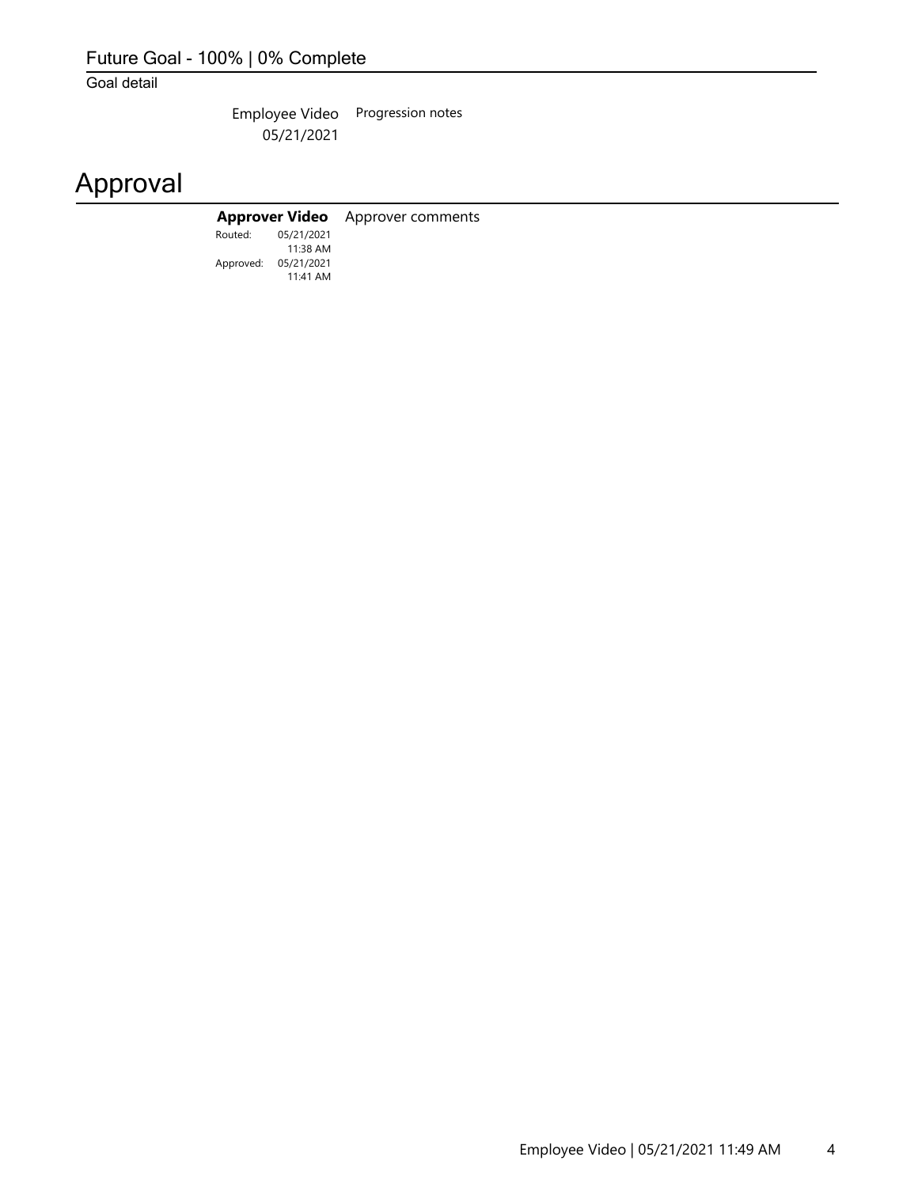## Future Goal - 100% | 0% Complete

Goal detail

| | |
|---|---|
| Employee Video 05/21/2021 | Progression notes |

# Approval

| | |
|---|---|
| **Approver Video** Routed: 05/21/2021 11:38 AM Approved: 05/21/2021 11:41 AM | Approver comments |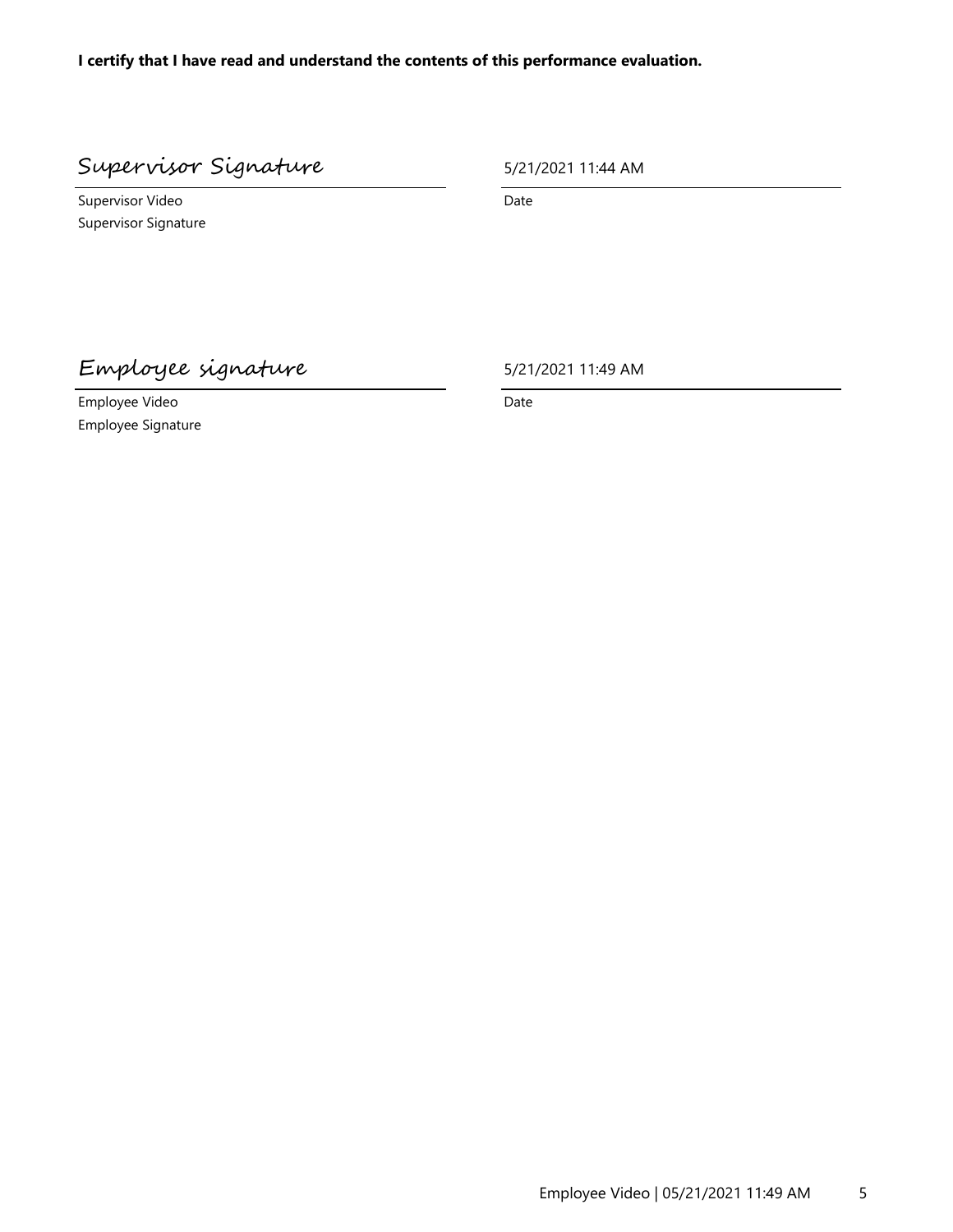**I certify that I have read and understand the contents of this performance evaluation.**

Supervisor Signature

Supervisor Video
Supervisor Signature

5/21/2021 11:44 AM

Date

Employee signature

Employee Video
Employee Signature

5/21/2021 11:49 AM

Date